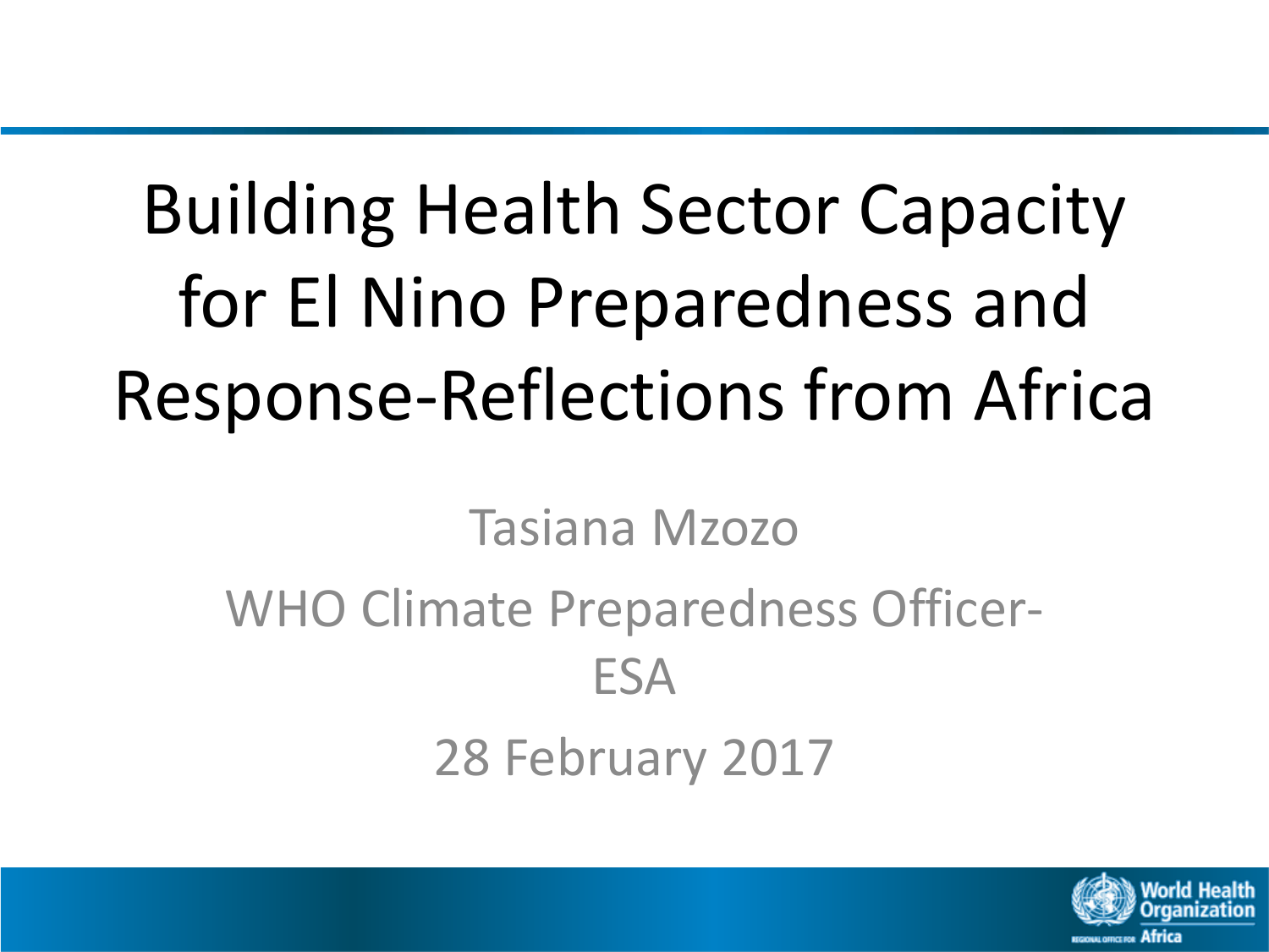# Building Health Sector Capacity for El Nino Preparedness and Response-Reflections from Africa

Tasiana Mzozo

WHO Climate Preparedness Officer-ESA

28 February 2017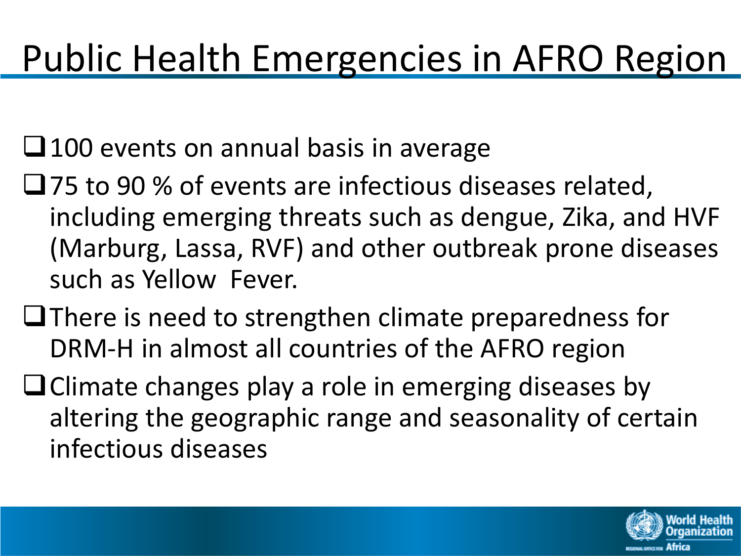# Public Health Emergencies in AFRO Region

- 100 events on annual basis in average
- 75 to 90 % of events are infectious diseases related, including emerging threats such as dengue, Zika, and HVF (Marburg, Lassa, RVF) and other outbreak prone diseases such as Yellow Fever.
- There is need to strengthen climate preparedness for DRM-H in almost all countries of the AFRO region
- Climate changes play a role in emerging diseases by altering the geographic range and seasonality of certain infectious diseases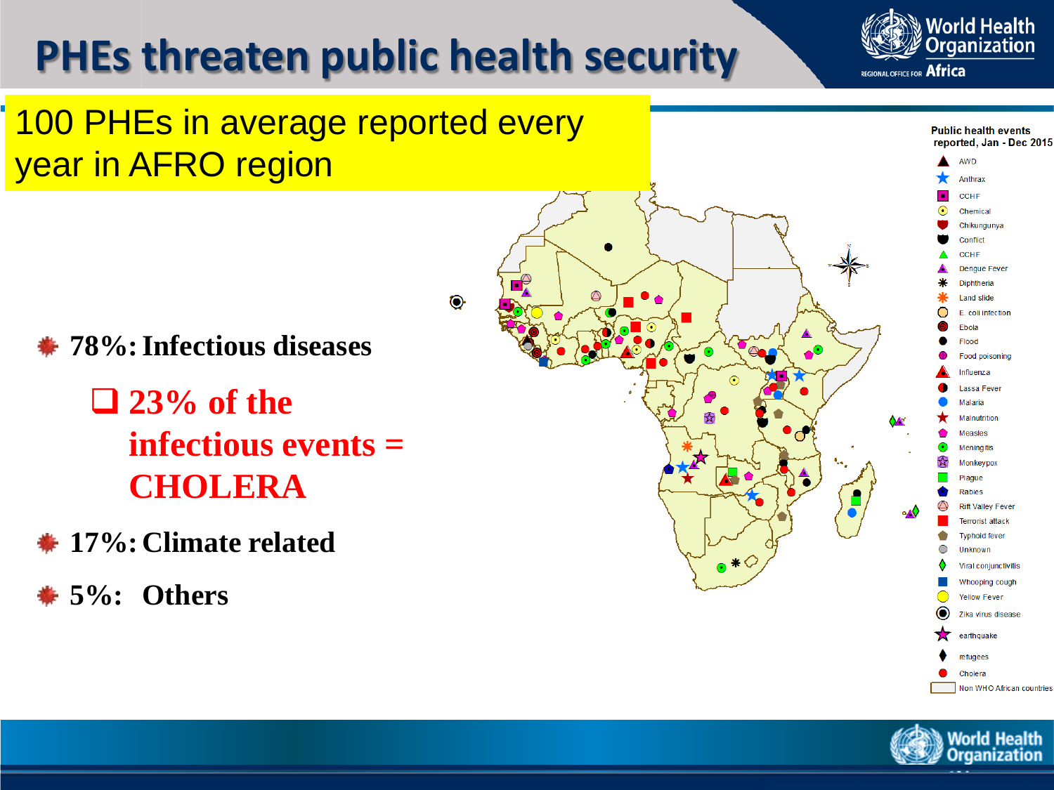# PHEs threaten public health security

100 PHEs in average reported every year in AFRO region

- **78%: Infectious diseases**
  - **23% of the infectious events = CHOLERA**
- **17%: Climate related**
- **5%: Others**

Public health events reported, Jan - Dec 2015

AWD, Anthrax, CCHF, Chemical, Chikungunya, Conflict, CCHF, Dengue Fever, Diphtheria, Land slide, E. coli infection, Ebola, Flood, Food poisoning, Influenza, Lassa Fever, Malaria, Malnutrition, Measles, Meningitis, Monkeypox, Plague, Rabies, Rift Valley Fever, Terrorist attack, Typhoid fever, Unknown, Viral conjunctivitis, Whooping cough, Yellow Fever, Zika virus disease, earthquake, refugees, Cholera, Non WHO African countries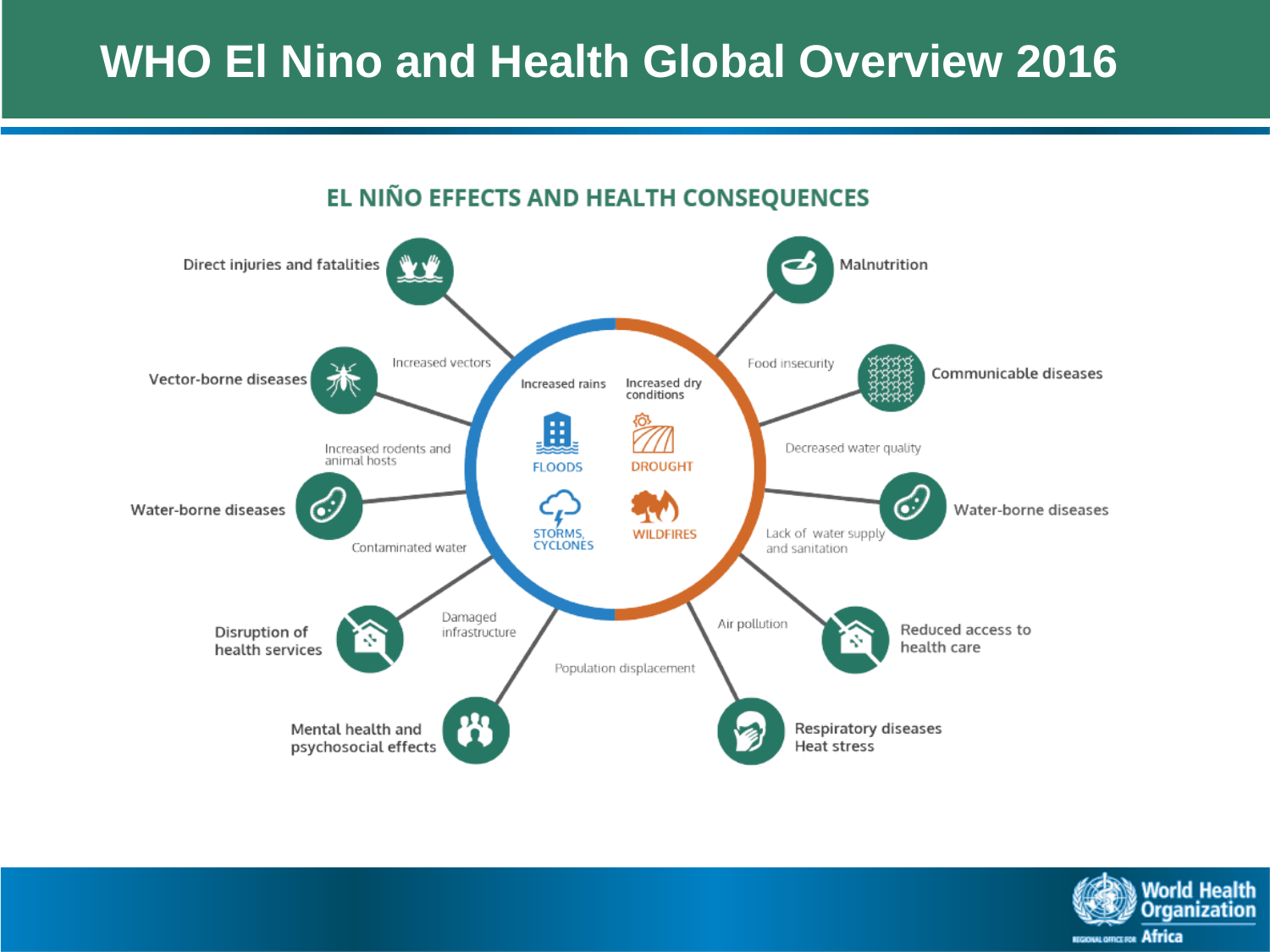# WHO El Nino and Health Global Overview 2016

## EL NIÑO EFFECTS AND HEALTH CONSEQUENCES

**Increased rains**
- FLOODS
- STORMS, CYCLONES

**Increased dry conditions**
- DROUGHT
- WILDFIRES

**Effects of increased rains and associated health consequences:**
- Direct injuries and fatalities
- Increased vectors → Vector-borne diseases
- Increased rodents and animal hosts
- Contaminated water → Water-borne diseases
- Damaged infrastructure → Disruption of health services
- Population displacement → Mental health and psychosocial effects

**Effects of increased dry conditions and associated health consequences:**
- Food insecurity → Malnutrition
- Communicable diseases
- Decreased water quality
- Lack of water supply and sanitation → Water-borne diseases
- Reduced access to health care
- Air pollution → Respiratory diseases, Heat stress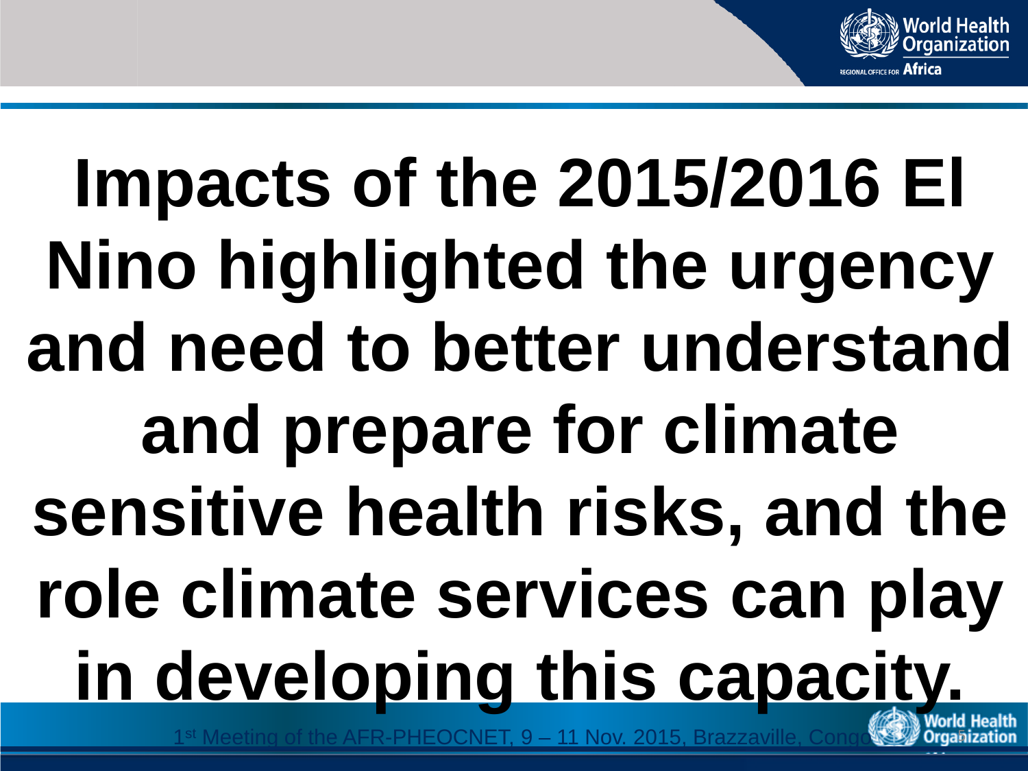# Impacts of the 2015/2016 El Nino highlighted the urgency and need to better understand and prepare for climate sensitive health risks, and the role climate services can play in developing this capacity.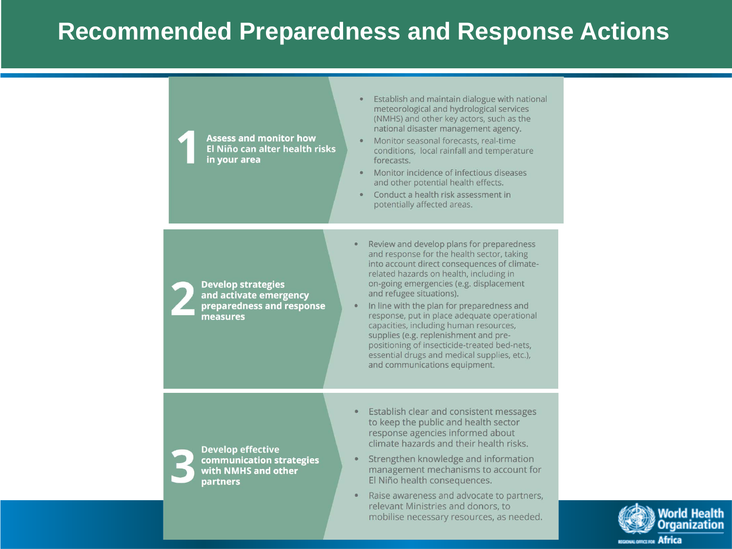# Recommended Preparedness and Response Actions

## 1 Assess and monitor how El Niño can alter health risks in your area

- Establish and maintain dialogue with national meteorological and hydrological services (NMHS) and other key actors, such as the national disaster management agency.
- Monitor seasonal forecasts, real-time conditions, local rainfall and temperature forecasts.
- Monitor incidence of infectious diseases and other potential health effects.
- Conduct a health risk assessment in potentially affected areas.

## 2 Develop strategies and activate emergency preparedness and response measures

- Review and develop plans for preparedness and response for the health sector, taking into account direct consequences of climate-related hazards on health, including in on-going emergencies (e.g. displacement and refugee situations).
- In line with the plan for preparedness and response, put in place adequate operational capacities, including human resources, supplies (e.g. replenishment and pre-positioning of insecticide-treated bed-nets, essential drugs and medical supplies, etc.), and communications equipment.

## 3 Develop effective communication strategies with NMHS and other partners

- Establish clear and consistent messages to keep the public and health sector response agencies informed about climate hazards and their health risks.
- Strengthen knowledge and information management mechanisms to account for El Niño health consequences.
- Raise awareness and advocate to partners, relevant Ministries and donors, to mobilise necessary resources, as needed.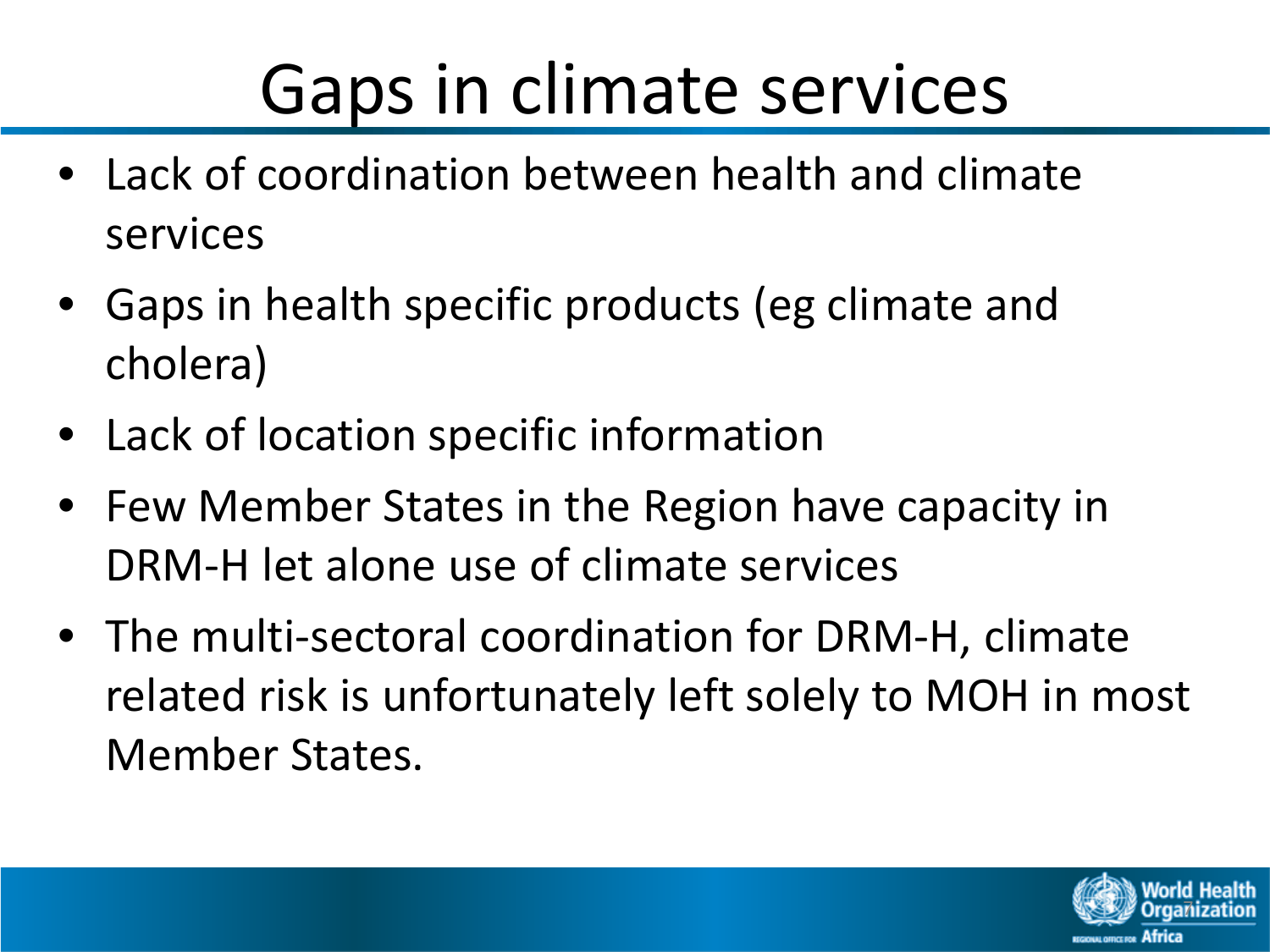# Gaps in climate services

- Lack of coordination between health and climate services
- Gaps in health specific products (eg climate and cholera)
- Lack of location specific information
- Few Member States in the Region have capacity in DRM-H let alone use of climate services
- The multi-sectoral coordination for DRM-H, climate related risk is unfortunately left solely to MOH in most Member States.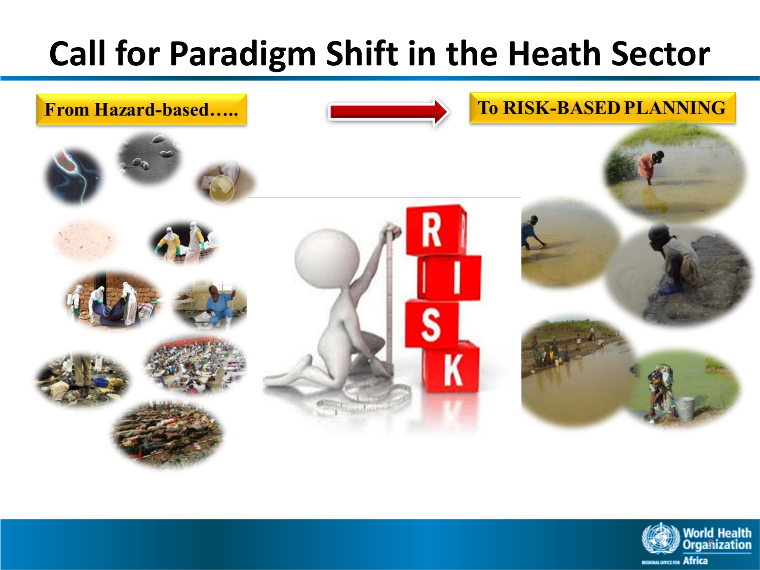# Call for Paradigm Shift in the Heath Sector

**From Hazard-based…..**

**To RISK-BASED PLANNING**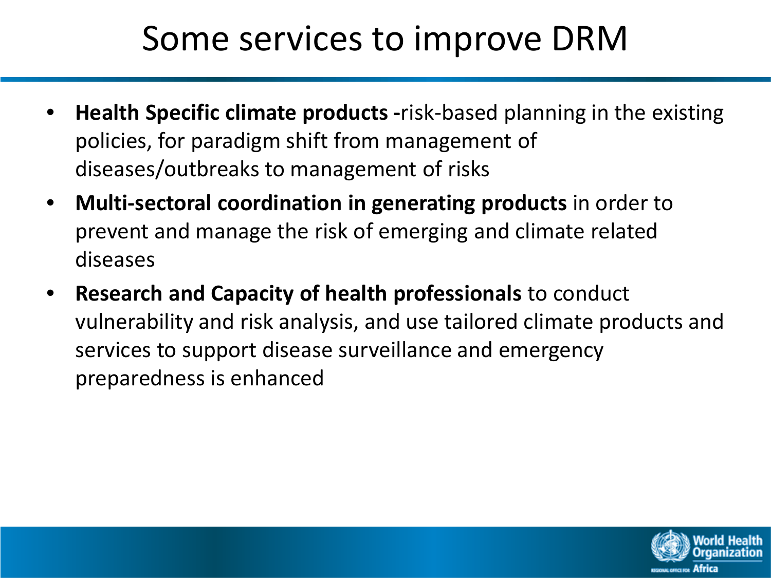# Some services to improve DRM

- **Health Specific climate products -**risk-based planning in the existing policies, for paradigm shift from management of diseases/outbreaks to management of risks
- **Multi-sectoral coordination in generating products** in order to prevent and manage the risk of emerging and climate related diseases
- **Research and Capacity of health professionals** to conduct vulnerability and risk analysis, and use tailored climate products and services to support disease surveillance and emergency preparedness is enhanced